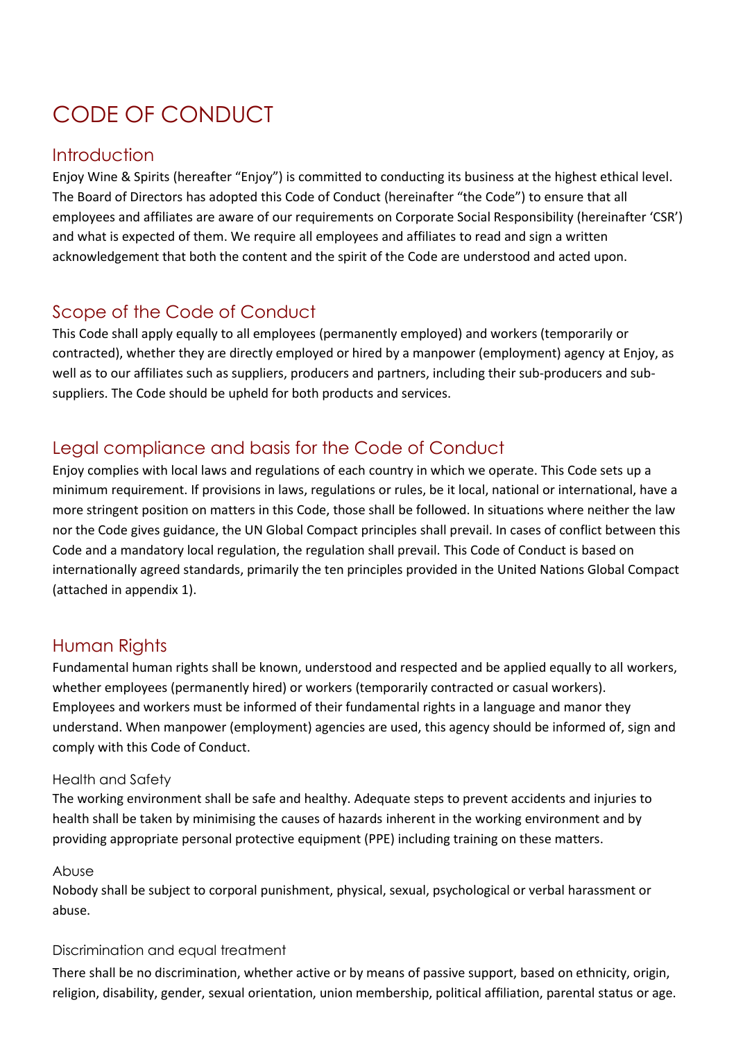# CODE OF CONDUCT

## Introduction

Enjoy Wine & Spirits (hereafter "Enjoy") is committed to conducting its business at the highest ethical level. The Board of Directors has adopted this Code of Conduct (hereinafter "the Code") to ensure that all employees and affiliates are aware of our requirements on Corporate Social Responsibility (hereinafter 'CSR') and what is expected of them. We require all employees and affiliates to read and sign a written acknowledgement that both the content and the spirit of the Code are understood and acted upon.

## Scope of the Code of Conduct

This Code shall apply equally to all employees (permanently employed) and workers (temporarily or contracted), whether they are directly employed or hired by a manpower (employment) agency at Enjoy, as well as to our affiliates such as suppliers, producers and partners, including their sub-producers and sub-suppliers. The Code should be upheld for both products and services.

## Legal compliance and basis for the Code of Conduct

Enjoy complies with local laws and regulations of each country in which we operate. This Code sets up a minimum requirement. If provisions in laws, regulations or rules, be it local, national or international, have a more stringent position on matters in this Code, those shall be followed. In situations where neither the law nor the Code gives guidance, the UN Global Compact principles shall prevail. In cases of conflict between this Code and a mandatory local regulation, the regulation shall prevail. This Code of Conduct is based on internationally agreed standards, primarily the ten principles provided in the United Nations Global Compact (attached in appendix 1).

## Human Rights

Fundamental human rights shall be known, understood and respected and be applied equally to all workers, whether employees (permanently hired) or workers (temporarily contracted or casual workers). Employees and workers must be informed of their fundamental rights in a language and manor they understand. When manpower (employment) agencies are used, this agency should be informed of, sign and comply with this Code of Conduct.

### Health and Safety

The working environment shall be safe and healthy. Adequate steps to prevent accidents and injuries to health shall be taken by minimising the causes of hazards inherent in the working environment and by providing appropriate personal protective equipment (PPE) including training on these matters.

### Abuse

Nobody shall be subject to corporal punishment, physical, sexual, psychological or verbal harassment or abuse.

### Discrimination and equal treatment

There shall be no discrimination, whether active or by means of passive support, based on ethnicity, origin, religion, disability, gender, sexual orientation, union membership, political affiliation, parental status or age.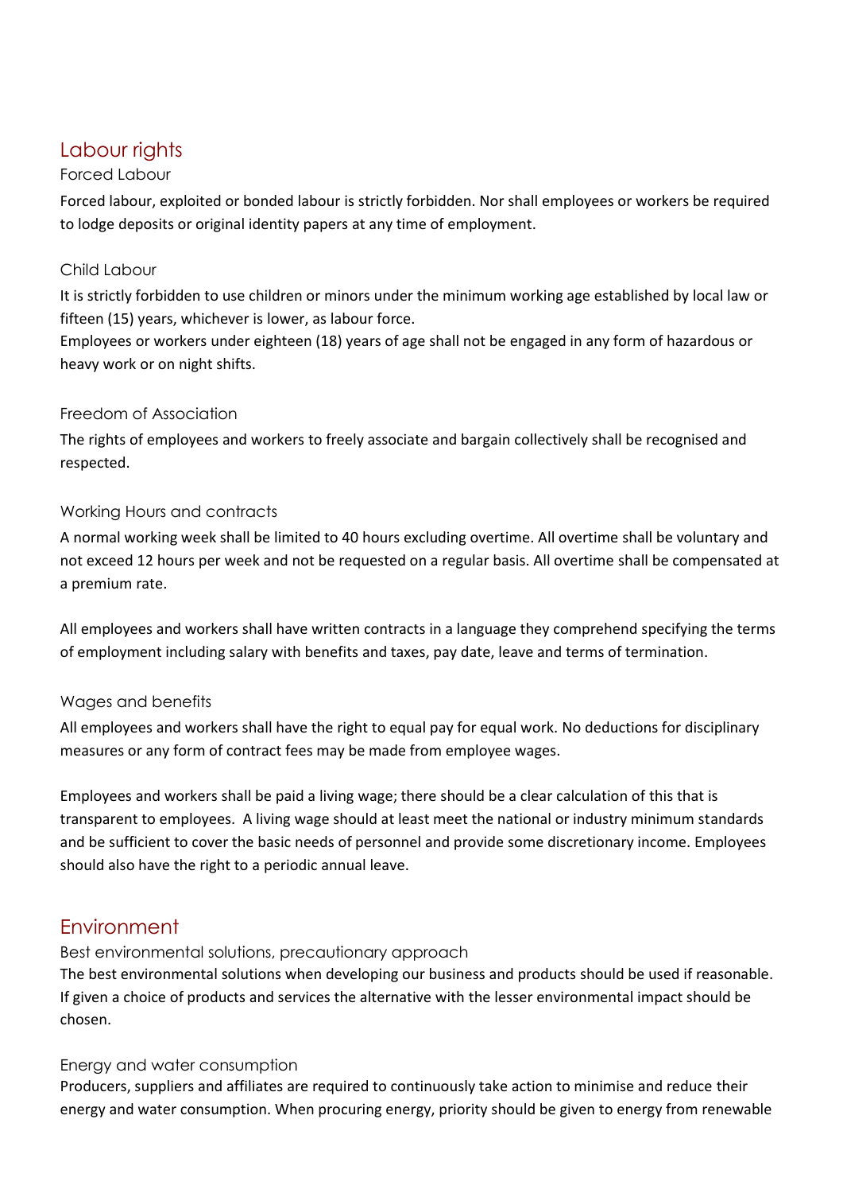## Labour rights

### Forced Labour

Forced labour, exploited or bonded labour is strictly forbidden. Nor shall employees or workers be required to lodge deposits or original identity papers at any time of employment.

### Child Labour

It is strictly forbidden to use children or minors under the minimum working age established by local law or fifteen (15) years, whichever is lower, as labour force.
Employees or workers under eighteen (18) years of age shall not be engaged in any form of hazardous or heavy work or on night shifts.

### Freedom of Association

The rights of employees and workers to freely associate and bargain collectively shall be recognised and respected.

### Working Hours and contracts

A normal working week shall be limited to 40 hours excluding overtime. All overtime shall be voluntary and not exceed 12 hours per week and not be requested on a regular basis. All overtime shall be compensated at a premium rate.

All employees and workers shall have written contracts in a language they comprehend specifying the terms of employment including salary with benefits and taxes, pay date, leave and terms of termination.

### Wages and benefits

All employees and workers shall have the right to equal pay for equal work. No deductions for disciplinary measures or any form of contract fees may be made from employee wages.

Employees and workers shall be paid a living wage; there should be a clear calculation of this that is transparent to employees. A living wage should at least meet the national or industry minimum standards and be sufficient to cover the basic needs of personnel and provide some discretionary income. Employees should also have the right to a periodic annual leave.

## Environment

### Best environmental solutions, precautionary approach

The best environmental solutions when developing our business and products should be used if reasonable. If given a choice of products and services the alternative with the lesser environmental impact should be chosen.

### Energy and water consumption

Producers, suppliers and affiliates are required to continuously take action to minimise and reduce their energy and water consumption. When procuring energy, priority should be given to energy from renewable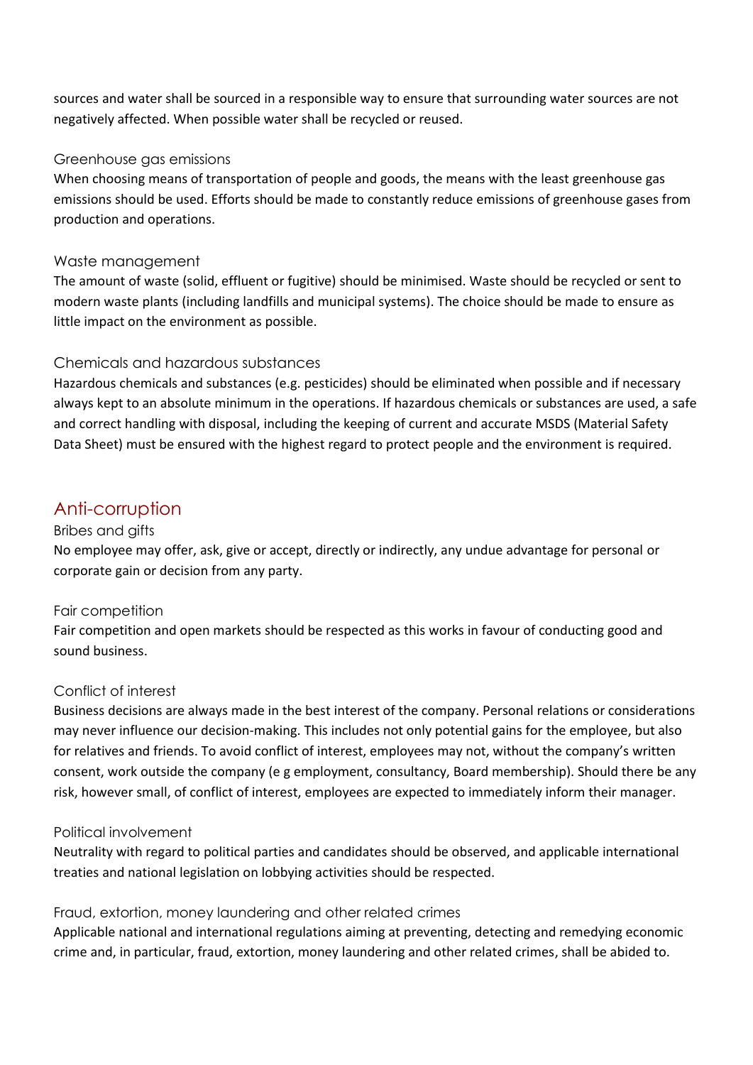sources and water shall be sourced in a responsible way to ensure that surrounding water sources are not negatively affected. When possible water shall be recycled or reused.

### Greenhouse gas emissions

When choosing means of transportation of people and goods, the means with the least greenhouse gas emissions should be used. Efforts should be made to constantly reduce emissions of greenhouse gases from production and operations.

### Waste management

The amount of waste (solid, effluent or fugitive) should be minimised. Waste should be recycled or sent to modern waste plants (including landfills and municipal systems). The choice should be made to ensure as little impact on the environment as possible.

### Chemicals and hazardous substances

Hazardous chemicals and substances (e.g. pesticides) should be eliminated when possible and if necessary always kept to an absolute minimum in the operations. If hazardous chemicals or substances are used, a safe and correct handling with disposal, including the keeping of current and accurate MSDS (Material Safety Data Sheet) must be ensured with the highest regard to protect people and the environment is required.

## Anti-corruption

### Bribes and gifts

No employee may offer, ask, give or accept, directly or indirectly, any undue advantage for personal or corporate gain or decision from any party.

### Fair competition

Fair competition and open markets should be respected as this works in favour of conducting good and sound business.

### Conflict of interest

Business decisions are always made in the best interest of the company. Personal relations or considerations may never influence our decision-making. This includes not only potential gains for the employee, but also for relatives and friends. To avoid conflict of interest, employees may not, without the company's written consent, work outside the company (e g employment, consultancy, Board membership). Should there be any risk, however small, of conflict of interest, employees are expected to immediately inform their manager.

### Political involvement

Neutrality with regard to political parties and candidates should be observed, and applicable international treaties and national legislation on lobbying activities should be respected.

### Fraud, extortion, money laundering and other related crimes

Applicable national and international regulations aiming at preventing, detecting and remedying economic crime and, in particular, fraud, extortion, money laundering and other related crimes, shall be abided to.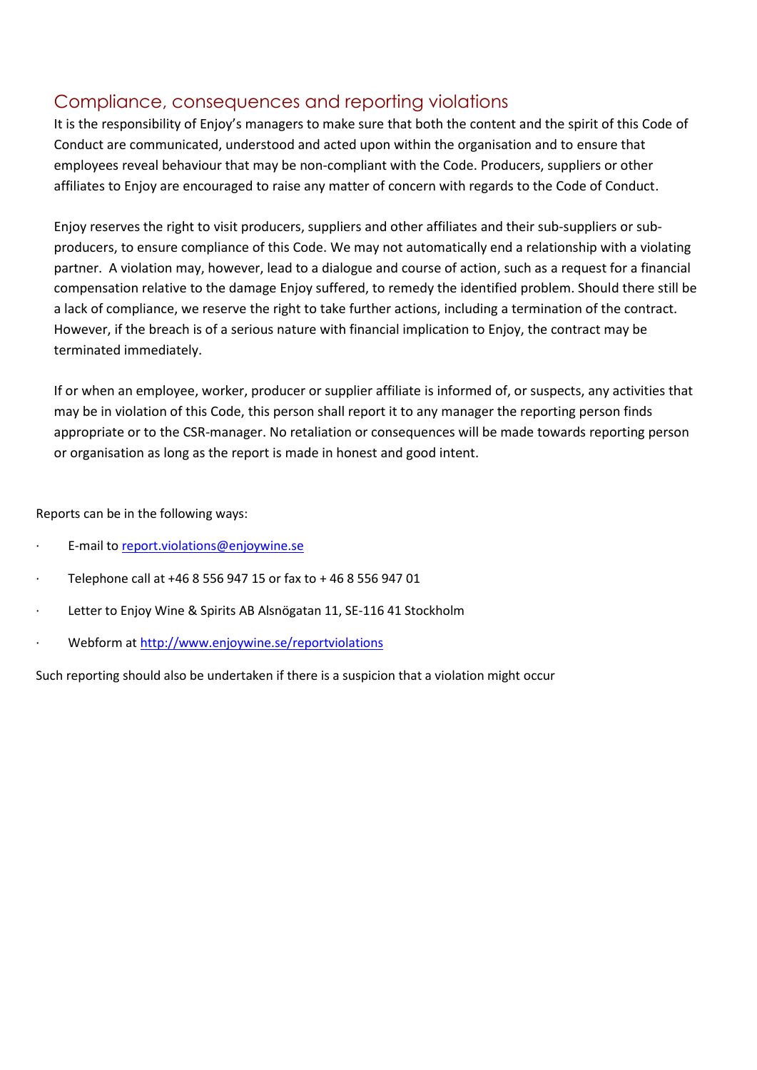## Compliance, consequences and reporting violations

It is the responsibility of Enjoy's managers to make sure that both the content and the spirit of this Code of Conduct are communicated, understood and acted upon within the organisation and to ensure that employees reveal behaviour that may be non-compliant with the Code. Producers, suppliers or other affiliates to Enjoy are encouraged to raise any matter of concern with regards to the Code of Conduct.

Enjoy reserves the right to visit producers, suppliers and other affiliates and their sub-suppliers or sub-producers, to ensure compliance of this Code. We may not automatically end a relationship with a violating partner. A violation may, however, lead to a dialogue and course of action, such as a request for a financial compensation relative to the damage Enjoy suffered, to remedy the identified problem. Should there still be a lack of compliance, we reserve the right to take further actions, including a termination of the contract. However, if the breach is of a serious nature with financial implication to Enjoy, the contract may be terminated immediately.

If or when an employee, worker, producer or supplier affiliate is informed of, or suspects, any activities that may be in violation of this Code, this person shall report it to any manager the reporting person finds appropriate or to the CSR-manager. No retaliation or consequences will be made towards reporting person or organisation as long as the report is made in honest and good intent.

Reports can be in the following ways:

- E-mail to report.violations@enjoywine.se
- Telephone call at +46 8 556 947 15 or fax to + 46 8 556 947 01
- Letter to Enjoy Wine & Spirits AB Alsnögatan 11, SE-116 41 Stockholm
- Webform at http://www.enjoywine.se/reportviolations

Such reporting should also be undertaken if there is a suspicion that a violation might occur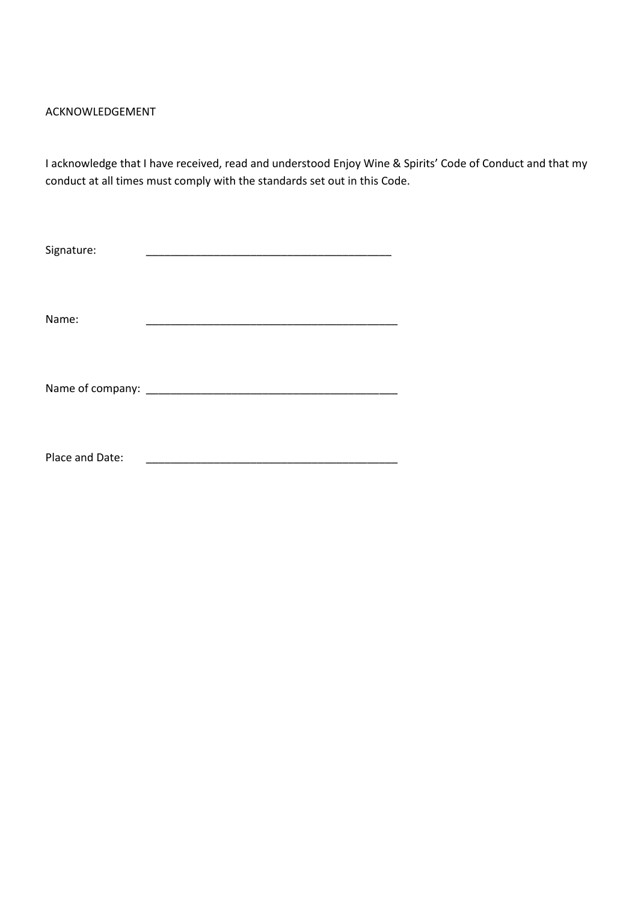ACKNOWLEDGEMENT

I acknowledge that I have received, read and understood Enjoy Wine & Spirits' Code of Conduct and that my conduct at all times must comply with the standards set out in this Code.

Signature: ________________________________________

Name: ________________________________________

Name of company: ________________________________________

Place and Date: ________________________________________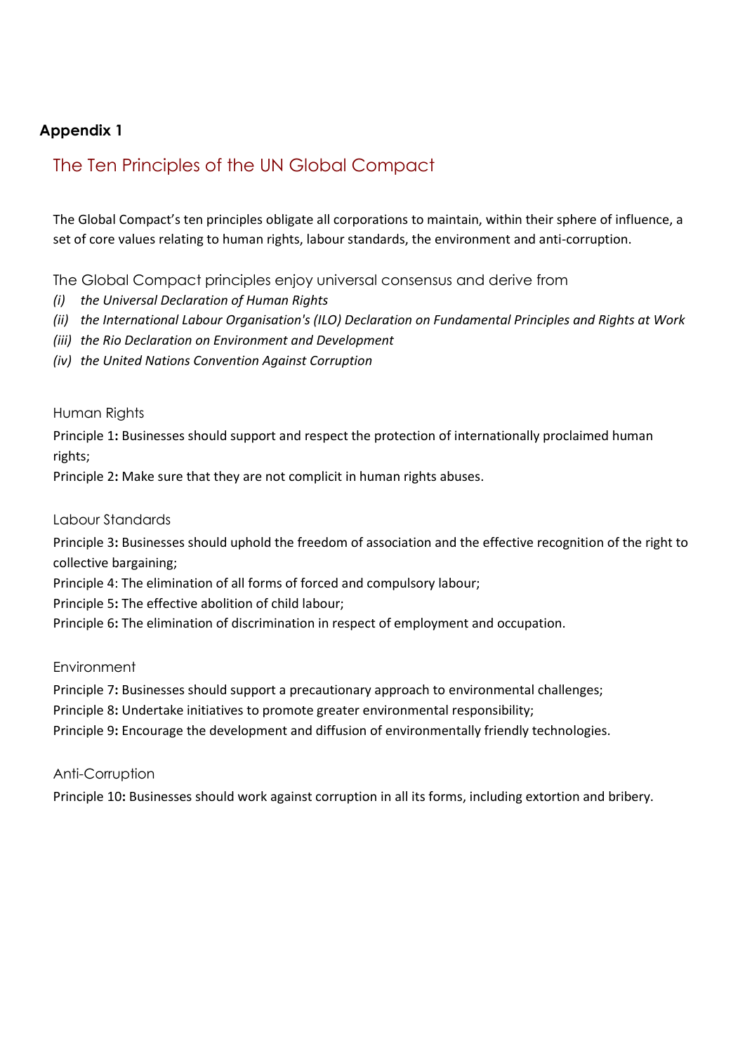## Appendix 1

# The Ten Principles of the UN Global Compact

The Global Compact's ten principles obligate all corporations to maintain, within their sphere of influence, a set of core values relating to human rights, labour standards, the environment and anti-corruption.

The Global Compact principles enjoy universal consensus and derive from

*(i) the Universal Declaration of Human Rights*
*(ii) the International Labour Organisation's (ILO) Declaration on Fundamental Principles and Rights at Work*
*(iii) the Rio Declaration on Environment and Development*
*(iv) the United Nations Convention Against Corruption*

### Human Rights

Principle 1**:** Businesses should support and respect the protection of internationally proclaimed human rights;
Principle 2**:** Make sure that they are not complicit in human rights abuses.

### Labour Standards

Principle 3**:** Businesses should uphold the freedom of association and the effective recognition of the right to collective bargaining;
Principle 4: The elimination of all forms of forced and compulsory labour;
Principle 5**:** The effective abolition of child labour;
Principle 6**:** The elimination of discrimination in respect of employment and occupation.

### Environment

Principle 7**:** Businesses should support a precautionary approach to environmental challenges;
Principle 8**:** Undertake initiatives to promote greater environmental responsibility;
Principle 9**:** Encourage the development and diffusion of environmentally friendly technologies.

### Anti-Corruption

Principle 10**:** Businesses should work against corruption in all its forms, including extortion and bribery.